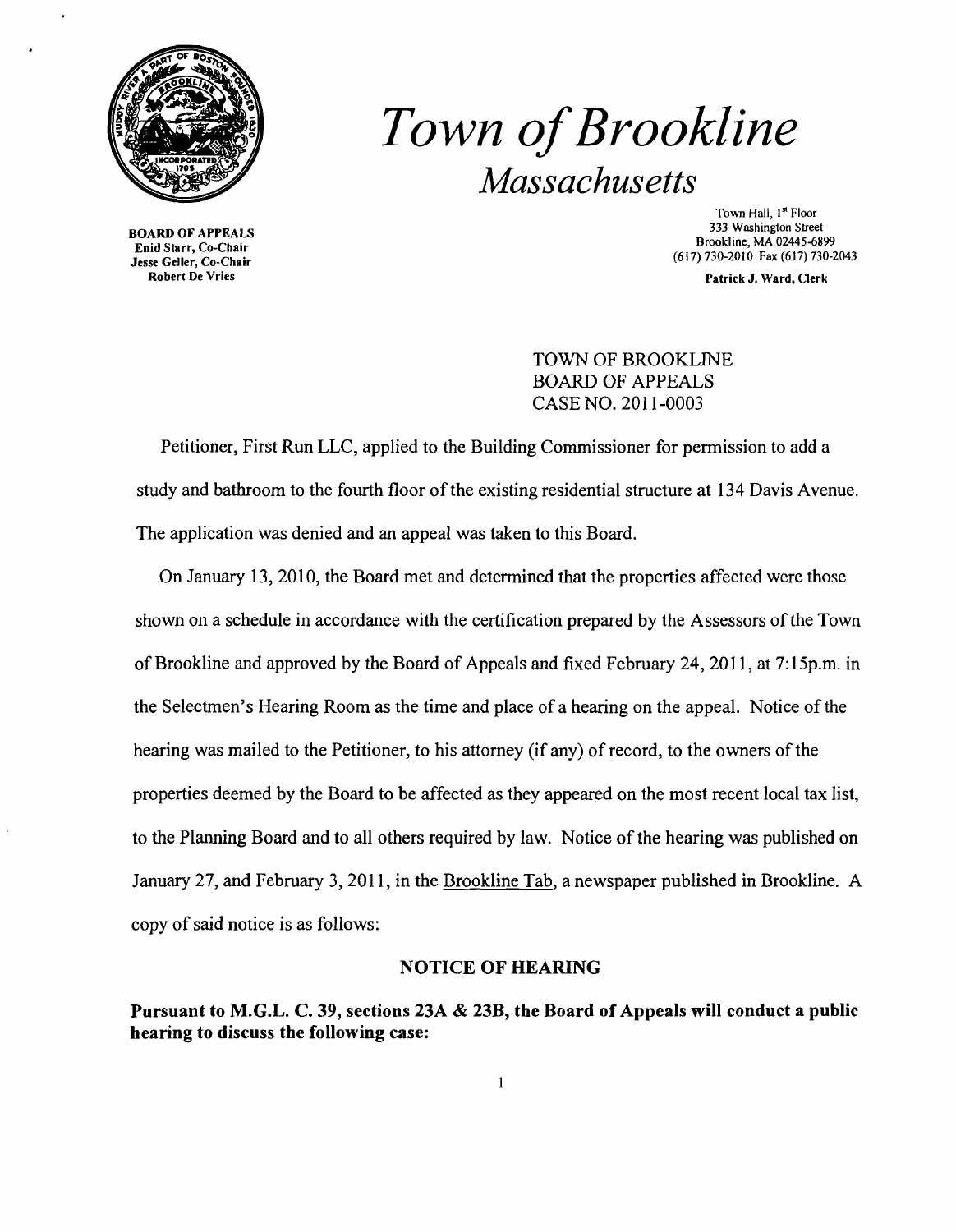# *Town of Brookline*

## *Massachusetts*

**BOARD OF APPEALS**
**Enid Starr, Co-Chair**
**Jesse Geller, Co-Chair**
**Robert De Vries**

Town Hall, 1st Floor
333 Washington Street
Brookline, MA 02445-6899
(617) 730-2010 Fax (617) 730-2043

**Patrick J. Ward, Clerk**

TOWN OF BROOKLINE
BOARD OF APPEALS
CASE NO. 2011-0003

Petitioner, First Run LLC, applied to the Building Commissioner for permission to add a study and bathroom to the fourth floor of the existing residential structure at 134 Davis Avenue. The application was denied and an appeal was taken to this Board.

On January 13, 2010, the Board met and determined that the properties affected were those shown on a schedule in accordance with the certification prepared by the Assessors of the Town of Brookline and approved by the Board of Appeals and fixed February 24, 2011, at 7:15p.m. in the Selectmen's Hearing Room as the time and place of a hearing on the appeal. Notice of the hearing was mailed to the Petitioner, to his attorney (if any) of record, to the owners of the properties deemed by the Board to be affected as they appeared on the most recent local tax list, to the Planning Board and to all others required by law. Notice of the hearing was published on January 27, and February 3, 2011, in the Brookline Tab, a newspaper published in Brookline. A copy of said notice is as follows:

**NOTICE OF HEARING**

**Pursuant to M.G.L. C. 39, sections 23A & 23B, the Board of Appeals will conduct a public hearing to discuss the following case:**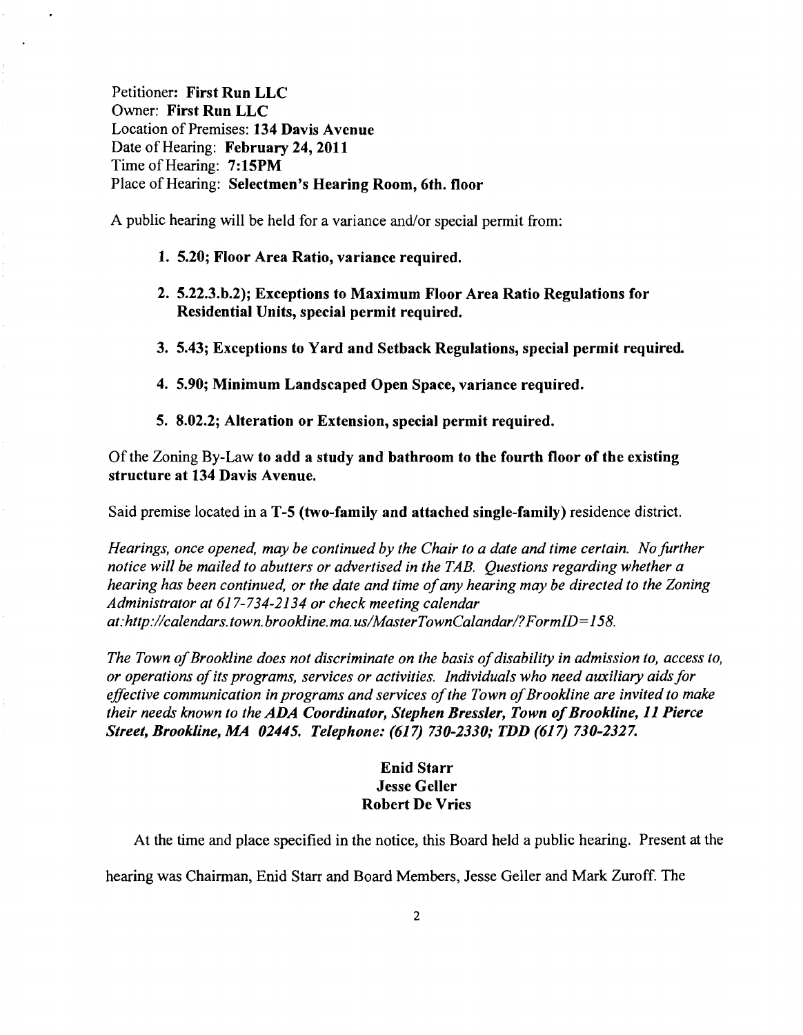Petitioner: **First Run LLC**
Owner: **First Run LLC**
Location of Premises: **134 Davis Avenue**
Date of Hearing: **February 24, 2011**
Time of Hearing: **7:15PM**
Place of Hearing: **Selectmen's Hearing Room, 6th. floor**

A public hearing will be held for a variance and/or special permit from:

1. **5.20; Floor Area Ratio, variance required.**

2. **5.22.3.b.2); Exceptions to Maximum Floor Area Ratio Regulations for Residential Units, special permit required.**

3. **5.43; Exceptions to Yard and Setback Regulations, special permit required.**

4. **5.90; Minimum Landscaped Open Space, variance required.**

5. **8.02.2; Alteration or Extension, special permit required.**

Of the Zoning By-Law **to add a study and bathroom to the fourth floor of the existing structure at 134 Davis Avenue.**

Said premise located in a **T-5 (two-family and attached single-family)** residence district.

*Hearings, once opened, may be continued by the Chair to a date and time certain. No further notice will be mailed to abutters or advertised in the TAB. Questions regarding whether a hearing has been continued, or the date and time of any hearing may be directed to the Zoning Administrator at 617-734-2134 or check meeting calendar at:http://calendars.town.brookline.ma.us/MasterTownCalandar/?FormID=158.*

*The Town of Brookline does not discriminate on the basis of disability in admission to, access to, or operations of its programs, services or activities. Individuals who need auxiliary aids for effective communication in programs and services of the Town of Brookline are invited to make their needs known to the* ***ADA Coordinator, Stephen Bressler, Town of Brookline, 11 Pierce Street, Brookline, MA 02445. Telephone: (617) 730-2330; TDD (617) 730-2327.***

**Enid Starr**
**Jesse Geller**
**Robert De Vries**

At the time and place specified in the notice, this Board held a public hearing. Present at the hearing was Chairman, Enid Starr and Board Members, Jesse Geller and Mark Zuroff. The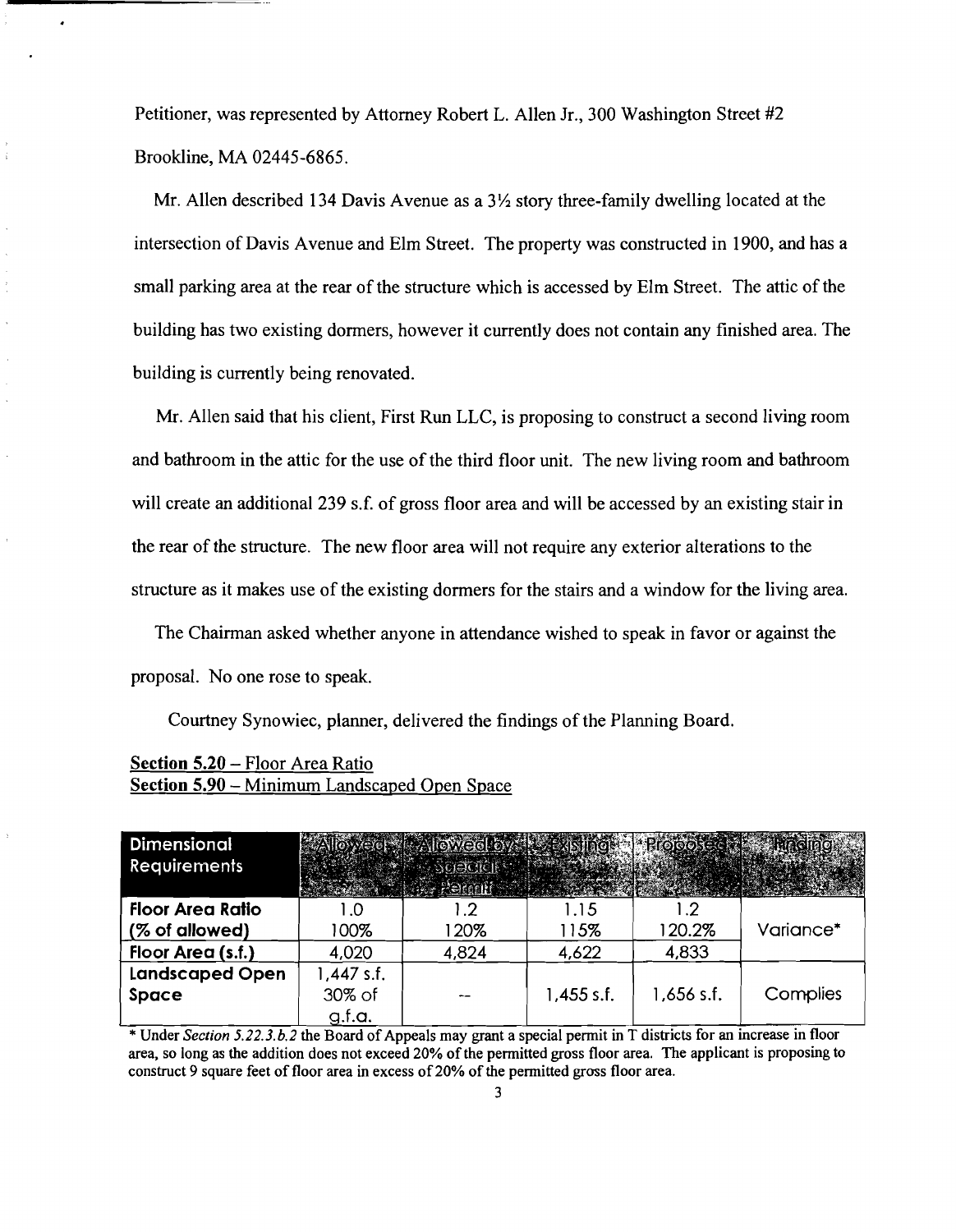Petitioner, was represented by Attorney Robert L. Allen Jr., 300 Washington Street #2 Brookline, MA 02445-6865.

Mr. Allen described 134 Davis Avenue as a 3½ story three-family dwelling located at the intersection of Davis Avenue and Elm Street. The property was constructed in 1900, and has a small parking area at the rear of the structure which is accessed by Elm Street. The attic of the building has two existing dormers, however it currently does not contain any finished area. The building is currently being renovated.

Mr. Allen said that his client, First Run LLC, is proposing to construct a second living room and bathroom in the attic for the use of the third floor unit. The new living room and bathroom will create an additional 239 s.f. of gross floor area and will be accessed by an existing stair in the rear of the structure. The new floor area will not require any exterior alterations to the structure as it makes use of the existing dormers for the stairs and a window for the living area.

The Chairman asked whether anyone in attendance wished to speak in favor or against the proposal. No one rose to speak.

Courtney Synowiec, planner, delivered the findings of the Planning Board.

**Section 5.20** – Floor Area Ratio
**Section 5.90** – Minimum Landscaped Open Space

| Dimensional Requirements | Allowed | Allowed by Special Permit | Existing | Proposed | Finding |
|---|---|---|---|---|---|
| **Floor Area Ratio (% of allowed)** | 1.0<br>100% | 1.2<br>120% | 1.15<br>115% | 1.2<br>120.2% | Variance* |
| **Floor Area (s.f.)** | 4,020 | 4,824 | 4,622 | 4,833 | |
| **Landscaped Open Space** | 1,447 s.f.<br>30% of g.f.a. | -- | 1,455 s.f. | 1,656 s.f. | Complies |

\* Under *Section 5.22.3.b.2* the Board of Appeals may grant a special permit in T districts for an increase in floor area, so long as the addition does not exceed 20% of the permitted gross floor area. The applicant is proposing to construct 9 square feet of floor area in excess of 20% of the permitted gross floor area.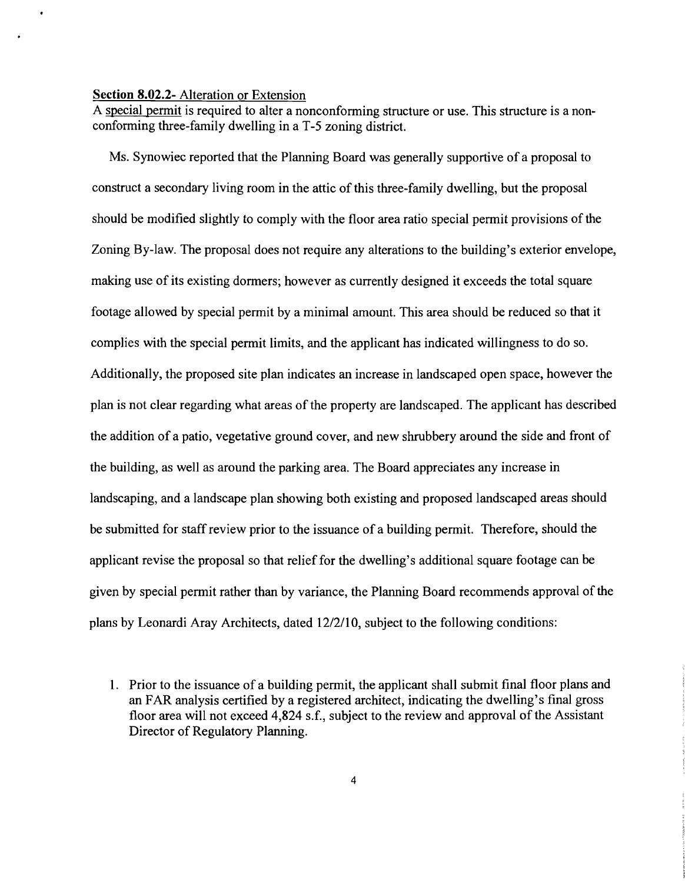**Section 8.02.2**- Alteration or Extension

A special permit is required to alter a nonconforming structure or use. This structure is a non-conforming three-family dwelling in a T-5 zoning district.

Ms. Synowiec reported that the Planning Board was generally supportive of a proposal to construct a secondary living room in the attic of this three-family dwelling, but the proposal should be modified slightly to comply with the floor area ratio special permit provisions of the Zoning By-law. The proposal does not require any alterations to the building's exterior envelope, making use of its existing dormers; however as currently designed it exceeds the total square footage allowed by special permit by a minimal amount. This area should be reduced so that it complies with the special permit limits, and the applicant has indicated willingness to do so. Additionally, the proposed site plan indicates an increase in landscaped open space, however the plan is not clear regarding what areas of the property are landscaped. The applicant has described the addition of a patio, vegetative ground cover, and new shrubbery around the side and front of the building, as well as around the parking area. The Board appreciates any increase in landscaping, and a landscape plan showing both existing and proposed landscaped areas should be submitted for staff review prior to the issuance of a building permit. Therefore, should the applicant revise the proposal so that relief for the dwelling's additional square footage can be given by special permit rather than by variance, the Planning Board recommends approval of the plans by Leonardi Aray Architects, dated 12/2/10, subject to the following conditions:

1. Prior to the issuance of a building permit, the applicant shall submit final floor plans and an FAR analysis certified by a registered architect, indicating the dwelling's final gross floor area will not exceed 4,824 s.f., subject to the review and approval of the Assistant Director of Regulatory Planning.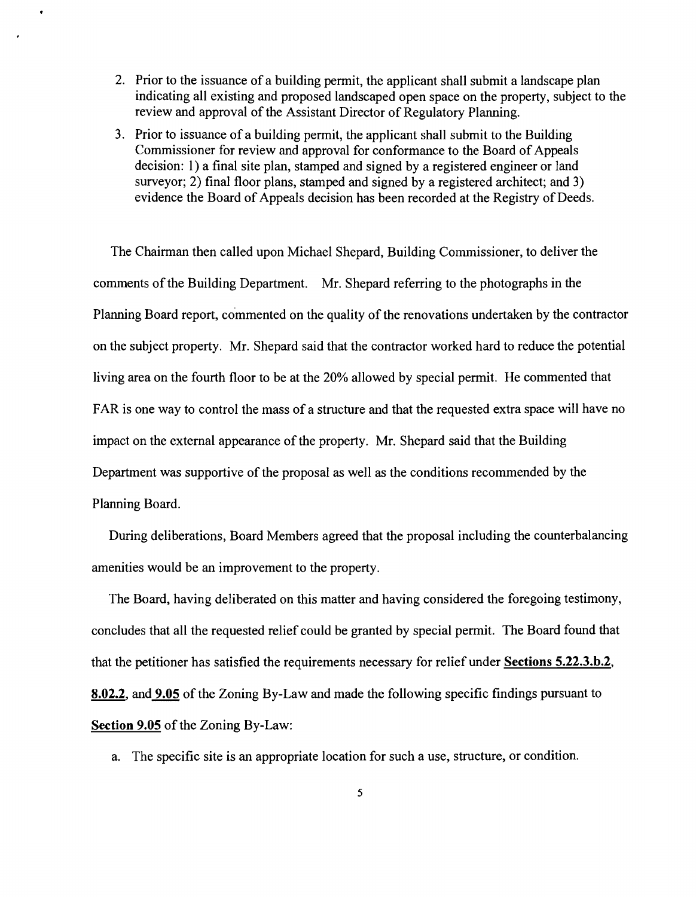2. Prior to the issuance of a building permit, the applicant shall submit a landscape plan indicating all existing and proposed landscaped open space on the property, subject to the review and approval of the Assistant Director of Regulatory Planning.
3. Prior to issuance of a building permit, the applicant shall submit to the Building Commissioner for review and approval for conformance to the Board of Appeals decision: 1) a final site plan, stamped and signed by a registered engineer or land surveyor; 2) final floor plans, stamped and signed by a registered architect; and 3) evidence the Board of Appeals decision has been recorded at the Registry of Deeds.

The Chairman then called upon Michael Shepard, Building Commissioner, to deliver the comments of the Building Department. Mr. Shepard referring to the photographs in the Planning Board report, commented on the quality of the renovations undertaken by the contractor on the subject property. Mr. Shepard said that the contractor worked hard to reduce the potential living area on the fourth floor to be at the 20% allowed by special permit. He commented that FAR is one way to control the mass of a structure and that the requested extra space will have no impact on the external appearance of the property. Mr. Shepard said that the Building Department was supportive of the proposal as well as the conditions recommended by the Planning Board.

During deliberations, Board Members agreed that the proposal including the counterbalancing amenities would be an improvement to the property.

The Board, having deliberated on this matter and having considered the foregoing testimony, concludes that all the requested relief could be granted by special permit. The Board found that that the petitioner has satisfied the requirements necessary for relief under **Sections 5.22.3.b.2**, **8.02.2**, and **9.05** of the Zoning By-Law and made the following specific findings pursuant to **Section 9.05** of the Zoning By-Law:

a. The specific site is an appropriate location for such a use, structure, or condition.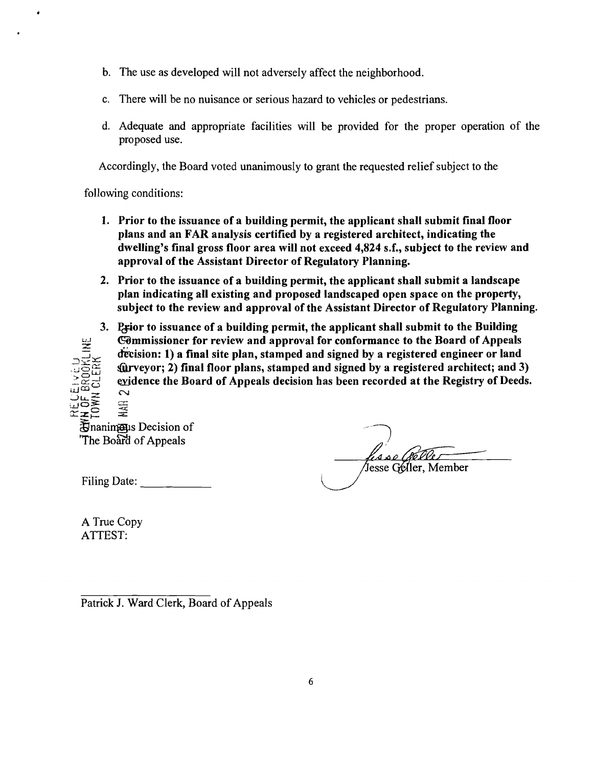b. The use as developed will not adversely affect the neighborhood.

c. There will be no nuisance or serious hazard to vehicles or pedestrians.

d. Adequate and appropriate facilities will be provided for the proper operation of the proposed use.

Accordingly, the Board voted unanimously to grant the requested relief subject to the following conditions:

1. **Prior to the issuance of a building permit, the applicant shall submit final floor plans and an FAR analysis certified by a registered architect, indicating the dwelling's final gross floor area will not exceed 4,824 s.f., subject to the review and approval of the Assistant Director of Regulatory Planning.**

2. **Prior to the issuance of a building permit, the applicant shall submit a landscape plan indicating all existing and proposed landscaped open space on the property, subject to the review and approval of the Assistant Director of Regulatory Planning.**

3. **Prior to issuance of a building permit, the applicant shall submit to the Building Commissioner for review and approval for conformance to the Board of Appeals decision: 1) a final site plan, stamped and signed by a registered engineer or land surveyor; 2) final floor plans, stamped and signed by a registered architect; and 3) evidence the Board of Appeals decision has been recorded at the Registry of Deeds.**

RECEIVED
TOWN OF BROOKLINE
TOWN CLERK
MAR 2

Unanimous Decision of
The Board of Appeals

Jesse Geller, Member

Filing Date: \_\_\_\_\_\_\_\_\_\_

A True Copy
ATTEST:

\_\_\_\_\_\_\_\_\_\_\_\_\_\_\_\_\_\_\_\_\_\_
Patrick J. Ward Clerk, Board of Appeals